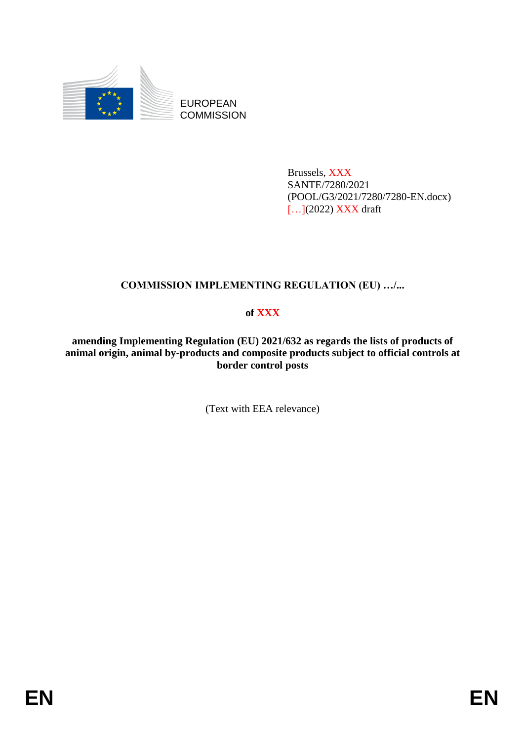EUROPEAN COMMISSION

Brussels, XXX
SANTE/7280/2021
(POOL/G3/2021/7280/7280-EN.docx)
[…](2022) XXX draft

**COMMISSION IMPLEMENTING REGULATION (EU) …/...**

**of XXX**

**amending Implementing Regulation (EU) 2021/632 as regards the lists of products of animal origin, animal by-products and composite products subject to official controls at border control posts**

(Text with EEA relevance)

EN EN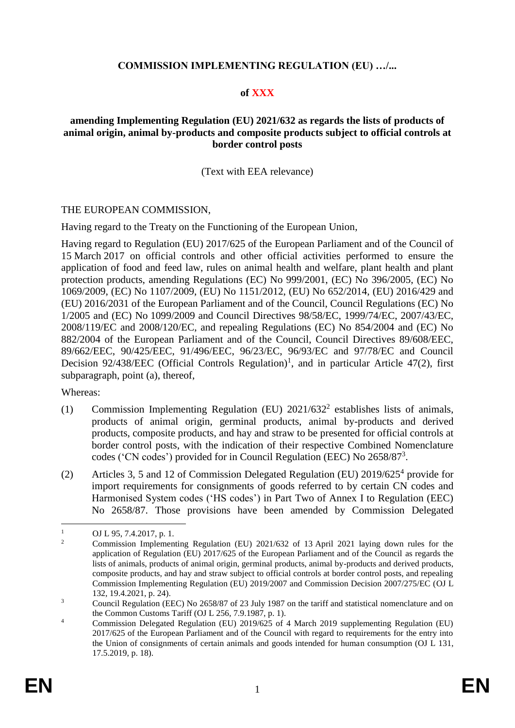**COMMISSION IMPLEMENTING REGULATION (EU) …/...**

**of XXX**

**amending Implementing Regulation (EU) 2021/632 as regards the lists of products of animal origin, animal by-products and composite products subject to official controls at border control posts**

(Text with EEA relevance)

THE EUROPEAN COMMISSION,

Having regard to the Treaty on the Functioning of the European Union,

Having regard to Regulation (EU) 2017/625 of the European Parliament and of the Council of 15 March 2017 on official controls and other official activities performed to ensure the application of food and feed law, rules on animal health and welfare, plant health and plant protection products, amending Regulations (EC) No 999/2001, (EC) No 396/2005, (EC) No 1069/2009, (EC) No 1107/2009, (EU) No 1151/2012, (EU) No 652/2014, (EU) 2016/429 and (EU) 2016/2031 of the European Parliament and of the Council, Council Regulations (EC) No 1/2005 and (EC) No 1099/2009 and Council Directives 98/58/EC, 1999/74/EC, 2007/43/EC, 2008/119/EC and 2008/120/EC, and repealing Regulations (EC) No 854/2004 and (EC) No 882/2004 of the European Parliament and of the Council, Council Directives 89/608/EEC, 89/662/EEC, 90/425/EEC, 91/496/EEC, 96/23/EC, 96/93/EC and 97/78/EC and Council Decision 92/438/EEC (Official Controls Regulation)[1], and in particular Article 47(2), first subparagraph, point (a), thereof,

Whereas:

(1) Commission Implementing Regulation (EU) 2021/632[2] establishes lists of animals, products of animal origin, germinal products, animal by-products and derived products, composite products, and hay and straw to be presented for official controls at border control posts, with the indication of their respective Combined Nomenclature codes ('CN codes') provided for in Council Regulation (EEC) No 2658/87[3].

(2) Articles 3, 5 and 12 of Commission Delegated Regulation (EU) 2019/625[4] provide for import requirements for consignments of goods referred to by certain CN codes and Harmonised System codes ('HS codes') in Part Two of Annex I to Regulation (EEC) No 2658/87. Those provisions have been amended by Commission Delegated

---

[1] OJ L 95, 7.4.2017, p. 1.

[2] Commission Implementing Regulation (EU) 2021/632 of 13 April 2021 laying down rules for the application of Regulation (EU) 2017/625 of the European Parliament and of the Council as regards the lists of animals, products of animal origin, germinal products, animal by-products and derived products, composite products, and hay and straw subject to official controls at border control posts, and repealing Commission Implementing Regulation (EU) 2019/2007 and Commission Decision 2007/275/EC (OJ L 132, 19.4.2021, p. 24).

[3] Council Regulation (EEC) No 2658/87 of 23 July 1987 on the tariff and statistical nomenclature and on the Common Customs Tariff (OJ L 256, 7.9.1987, p. 1).

[4] Commission Delegated Regulation (EU) 2019/625 of 4 March 2019 supplementing Regulation (EU) 2017/625 of the European Parliament and of the Council with regard to requirements for the entry into the Union of consignments of certain animals and goods intended for human consumption (OJ L 131, 17.5.2019, p. 18).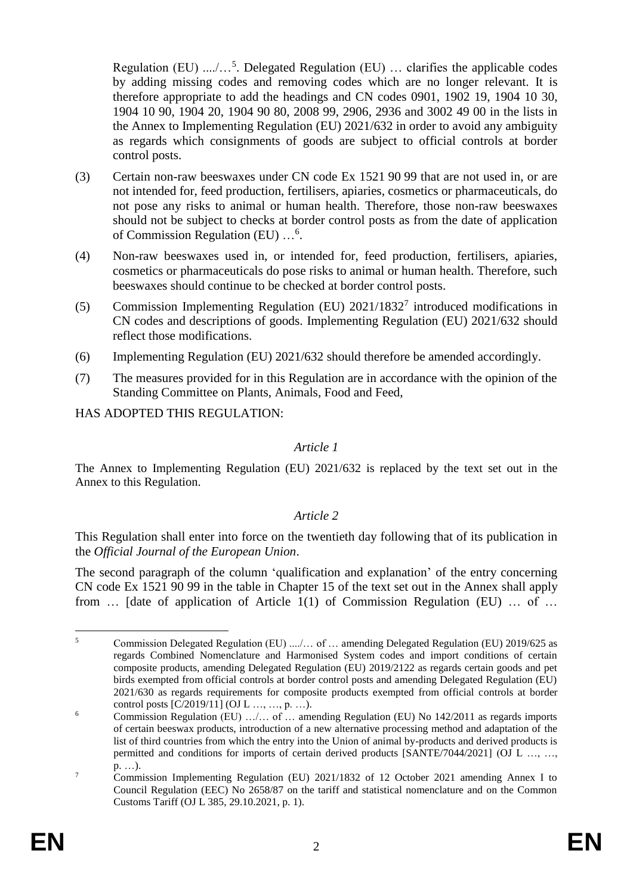Regulation (EU) ..../…[5]. Delegated Regulation (EU) … clarifies the applicable codes by adding missing codes and removing codes which are no longer relevant. It is therefore appropriate to add the headings and CN codes 0901, 1902 19, 1904 10 30, 1904 10 90, 1904 20, 1904 90 80, 2008 99, 2906, 2936 and 3002 49 00 in the lists in the Annex to Implementing Regulation (EU) 2021/632 in order to avoid any ambiguity as regards which consignments of goods are subject to official controls at border control posts.

(3) Certain non-raw beeswaxes under CN code Ex 1521 90 99 that are not used in, or are not intended for, feed production, fertilisers, apiaries, cosmetics or pharmaceuticals, do not pose any risks to animal or human health. Therefore, those non-raw beeswaxes should not be subject to checks at border control posts as from the date of application of Commission Regulation (EU) …[6].

(4) Non-raw beeswaxes used in, or intended for, feed production, fertilisers, apiaries, cosmetics or pharmaceuticals do pose risks to animal or human health. Therefore, such beeswaxes should continue to be checked at border control posts.

(5) Commission Implementing Regulation (EU) 2021/1832[7] introduced modifications in CN codes and descriptions of goods. Implementing Regulation (EU) 2021/632 should reflect those modifications.

(6) Implementing Regulation (EU) 2021/632 should therefore be amended accordingly.

(7) The measures provided for in this Regulation are in accordance with the opinion of the Standing Committee on Plants, Animals, Food and Feed,

HAS ADOPTED THIS REGULATION:

*Article 1*

The Annex to Implementing Regulation (EU) 2021/632 is replaced by the text set out in the Annex to this Regulation.

*Article 2*

This Regulation shall enter into force on the twentieth day following that of its publication in the *Official Journal of the European Union*.

The second paragraph of the column 'qualification and explanation' of the entry concerning CN code Ex 1521 90 99 in the table in Chapter 15 of the text set out in the Annex shall apply from … [date of application of Article 1(1) of Commission Regulation (EU) … of …

---

[5] Commission Delegated Regulation (EU) ..../… of … amending Delegated Regulation (EU) 2019/625 as regards Combined Nomenclature and Harmonised System codes and import conditions of certain composite products, amending Delegated Regulation (EU) 2019/2122 as regards certain goods and pet birds exempted from official controls at border control posts and amending Delegated Regulation (EU) 2021/630 as regards requirements for composite products exempted from official controls at border control posts [C/2019/11] (OJ L …, …, p. …).

[6] Commission Regulation (EU) …/… of … amending Regulation (EU) No 142/2011 as regards imports of certain beeswax products, introduction of a new alternative processing method and adaptation of the list of third countries from which the entry into the Union of animal by-products and derived products is permitted and conditions for imports of certain derived products [SANTE/7044/2021] (OJ L …, …, p. …).

[7] Commission Implementing Regulation (EU) 2021/1832 of 12 October 2021 amending Annex I to Council Regulation (EEC) No 2658/87 on the tariff and statistical nomenclature and on the Common Customs Tariff (OJ L 385, 29.10.2021, p. 1).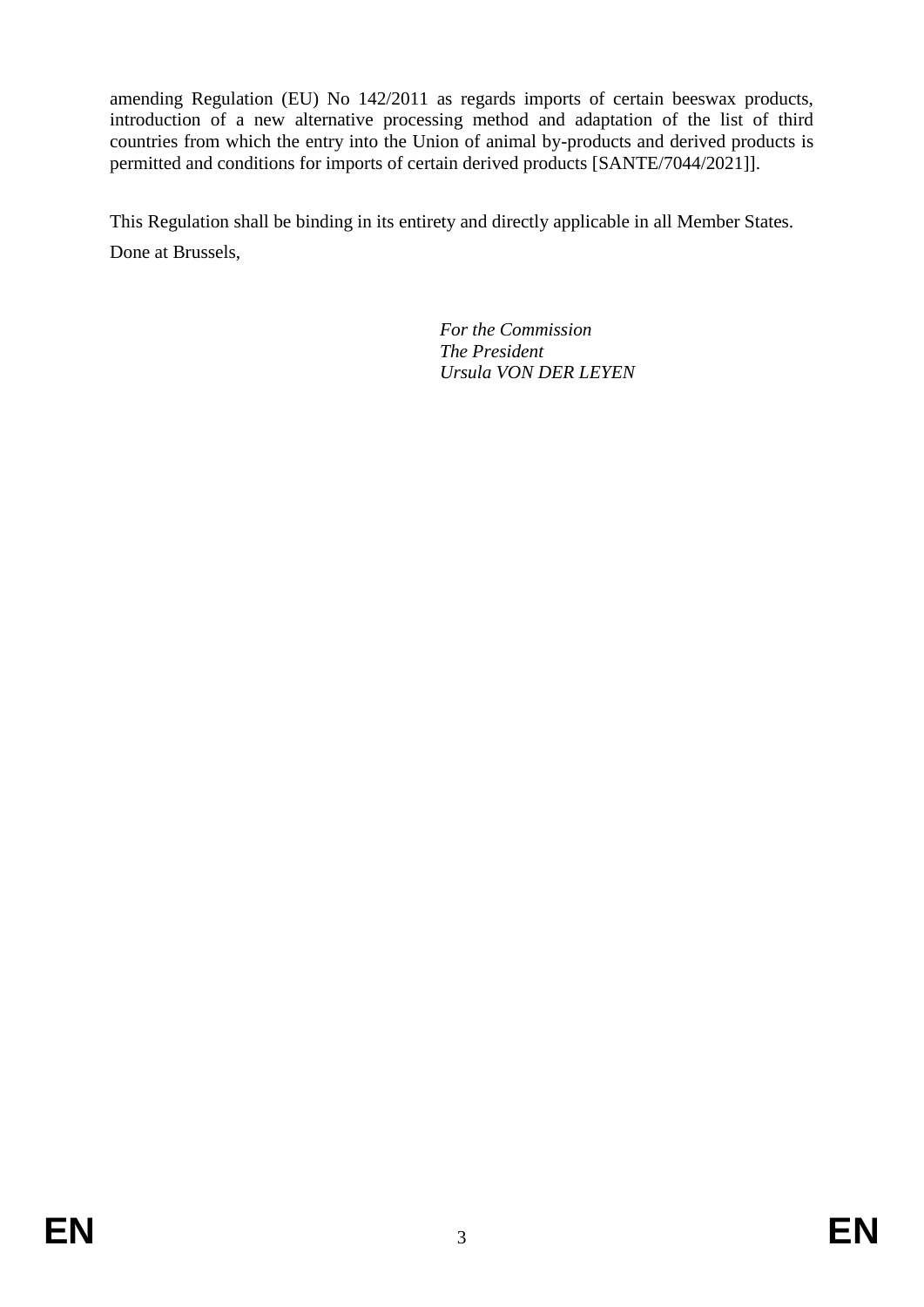amending Regulation (EU) No 142/2011 as regards imports of certain beeswax products, introduction of a new alternative processing method and adaptation of the list of third countries from which the entry into the Union of animal by-products and derived products is permitted and conditions for imports of certain derived products [SANTE/7044/2021]].

This Regulation shall be binding in its entirety and directly applicable in all Member States.

Done at Brussels,

*For the Commission*
*The President*
*Ursula VON DER LEYEN*